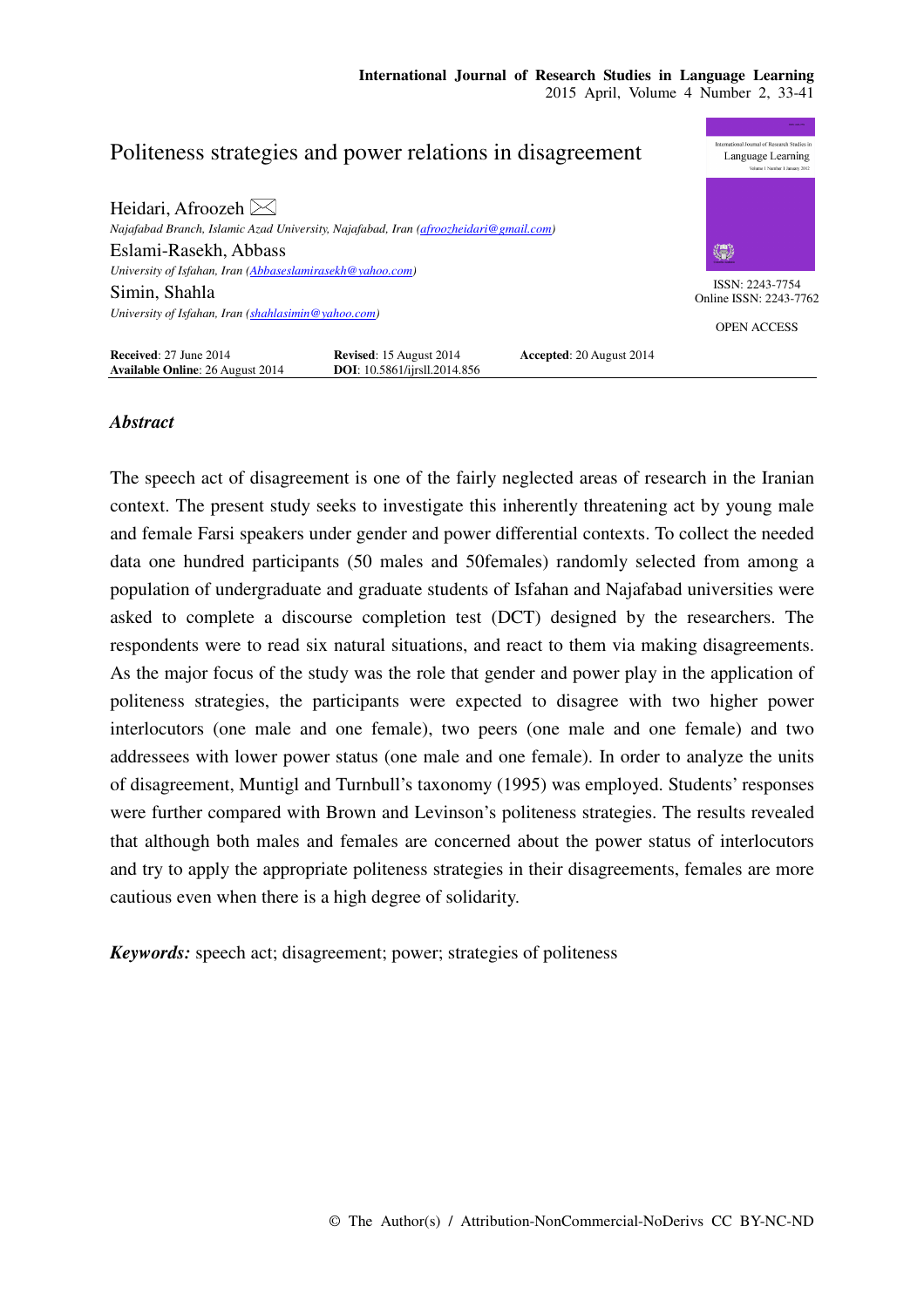# Politeness strategies and power relations in disagreement

Heidari, Afroozeh
*Najafabad Branch, Islamic Azad University, Najafabad, Iran (afroozheidari@gmail.com)*

Eslami-Rasekh, Abbass
*University of Isfahan, Iran (Abbaseslamirasekh@yahoo.com)*

Simin, Shahla
*University of Isfahan, Iran (shahlasimin@yahoo.com)*

ISSN: 2243-7754
Online ISSN: 2243-7762

OPEN ACCESS

**Received**: 27 June 2014 **Revised**: 15 August 2014 **Accepted**: 20 August 2014
**Available Online**: 26 August 2014 **DOI**: 10.5861/ijrsll.2014.856

## *Abstract*

The speech act of disagreement is one of the fairly neglected areas of research in the Iranian context. The present study seeks to investigate this inherently threatening act by young male and female Farsi speakers under gender and power differential contexts. To collect the needed data one hundred participants (50 males and 50females) randomly selected from among a population of undergraduate and graduate students of Isfahan and Najafabad universities were asked to complete a discourse completion test (DCT) designed by the researchers. The respondents were to read six natural situations, and react to them via making disagreements. As the major focus of the study was the role that gender and power play in the application of politeness strategies, the participants were expected to disagree with two higher power interlocutors (one male and one female), two peers (one male and one female) and two addressees with lower power status (one male and one female). In order to analyze the units of disagreement, Muntigl and Turnbull's taxonomy (1995) was employed. Students' responses were further compared with Brown and Levinson's politeness strategies. The results revealed that although both males and females are concerned about the power status of interlocutors and try to apply the appropriate politeness strategies in their disagreements, females are more cautious even when there is a high degree of solidarity.

***Keywords:*** speech act; disagreement; power; strategies of politeness

© The Author(s) / Attribution-NonCommercial-NoDerivs CC BY-NC-ND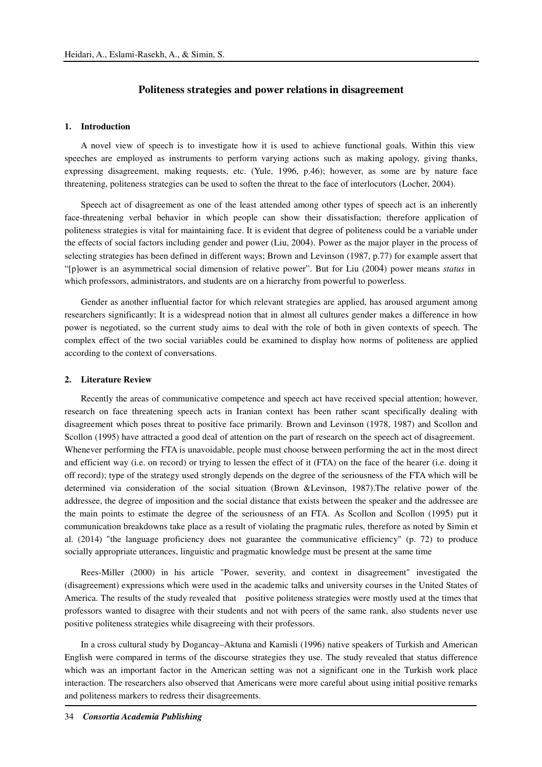## Politeness strategies and power relations in disagreement

### 1. Introduction

A novel view of speech is to investigate how it is used to achieve functional goals. Within this view speeches are employed as instruments to perform varying actions such as making apology, giving thanks, expressing disagreement, making requests, etc. (Yule, 1996, p.46); however, as some are by nature face threatening, politeness strategies can be used to soften the threat to the face of interlocutors (Locher, 2004).

Speech act of disagreement as one of the least attended among other types of speech act is an inherently face-threatening verbal behavior in which people can show their dissatisfaction; therefore application of politeness strategies is vital for maintaining face. It is evident that degree of politeness could be a variable under the effects of social factors including gender and power (Liu, 2004). Power as the major player in the process of selecting strategies has been defined in different ways; Brown and Levinson (1987, p.77) for example assert that "[p]ower is an asymmetrical social dimension of relative power". But for Liu (2004) power means *status* in which professors, administrators, and students are on a hierarchy from powerful to powerless.

Gender as another influential factor for which relevant strategies are applied, has aroused argument among researchers significantly; It is a widespread notion that in almost all cultures gender makes a difference in how power is negotiated, so the current study aims to deal with the role of both in given contexts of speech. The complex effect of the two social variables could be examined to display how norms of politeness are applied according to the context of conversations.

### 2. Literature Review

Recently the areas of communicative competence and speech act have received special attention; however, research on face threatening speech acts in Iranian context has been rather scant specifically dealing with disagreement which poses threat to positive face primarily. Brown and Levinson (1978, 1987) and Scollon and Scollon (1995) have attracted a good deal of attention on the part of research on the speech act of disagreement. Whenever performing the FTA is unavoidable, people must choose between performing the act in the most direct and efficient way (i.e. on record) or trying to lessen the effect of it (FTA) on the face of the hearer (i.e. doing it off record); type of the strategy used strongly depends on the degree of the seriousness of the FTA which will be determined via consideration of the social situation (Brown &Levinson, 1987).The relative power of the addressee, the degree of imposition and the social distance that exists between the speaker and the addressee are the main points to estimate the degree of the seriousness of an FTA. As Scollon and Scollon (1995) put it communication breakdowns take place as a result of violating the pragmatic rules, therefore as noted by Simin et al. (2014) "the language proficiency does not guarantee the communicative efficiency" (p. 72) to produce socially appropriate utterances, linguistic and pragmatic knowledge must be present at the same time

Rees-Miller (2000) in his article "Power, severity, and context in disagreement" investigated the (disagreement) expressions which were used in the academic talks and university courses in the United States of America. The results of the study revealed that positive politeness strategies were mostly used at the times that professors wanted to disagree with their students and not with peers of the same rank, also students never use positive politeness strategies while disagreeing with their professors.

In a cross cultural study by Dogancay–Aktuna and Kamisli (1996) native speakers of Turkish and American English were compared in terms of the discourse strategies they use. The study revealed that status difference which was an important factor in the American setting was not a significant one in the Turkish work place interaction. The researchers also observed that Americans were more careful about using initial positive remarks and politeness markers to redress their disagreements.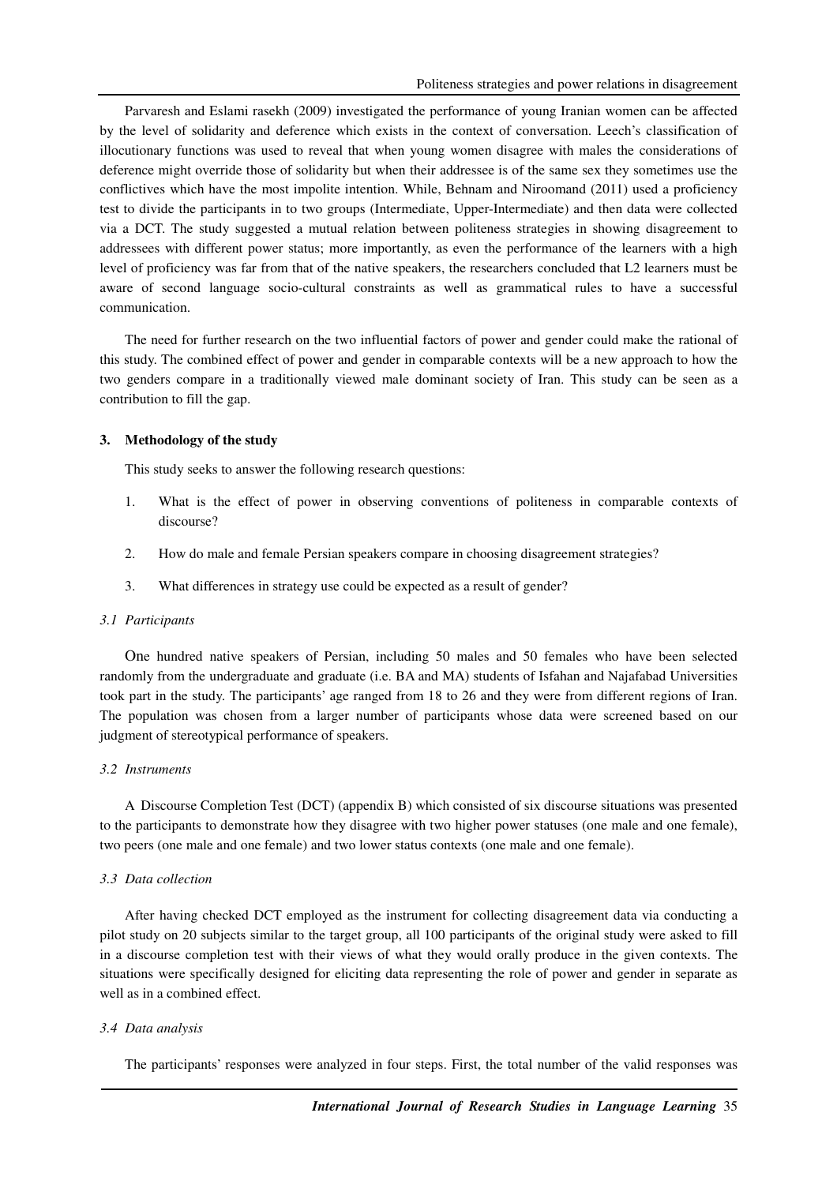Parvaresh and Eslami rasekh (2009) investigated the performance of young Iranian women can be affected by the level of solidarity and deference which exists in the context of conversation. Leech's classification of illocutionary functions was used to reveal that when young women disagree with males the considerations of deference might override those of solidarity but when their addressee is of the same sex they sometimes use the conflictives which have the most impolite intention. While, Behnam and Niroomand (2011) used a proficiency test to divide the participants in to two groups (Intermediate, Upper-Intermediate) and then data were collected via a DCT. The study suggested a mutual relation between politeness strategies in showing disagreement to addressees with different power status; more importantly, as even the performance of the learners with a high level of proficiency was far from that of the native speakers, the researchers concluded that L2 learners must be aware of second language socio-cultural constraints as well as grammatical rules to have a successful communication.

The need for further research on the two influential factors of power and gender could make the rational of this study. The combined effect of power and gender in comparable contexts will be a new approach to how the two genders compare in a traditionally viewed male dominant society of Iran. This study can be seen as a contribution to fill the gap.

## 3. Methodology of the study

This study seeks to answer the following research questions:

1. What is the effect of power in observing conventions of politeness in comparable contexts of discourse?
2. How do male and female Persian speakers compare in choosing disagreement strategies?
3. What differences in strategy use could be expected as a result of gender?

### 3.1 Participants

One hundred native speakers of Persian, including 50 males and 50 females who have been selected randomly from the undergraduate and graduate (i.e. BA and MA) students of Isfahan and Najafabad Universities took part in the study. The participants' age ranged from 18 to 26 and they were from different regions of Iran. The population was chosen from a larger number of participants whose data were screened based on our judgment of stereotypical performance of speakers.

### 3.2 Instruments

A Discourse Completion Test (DCT) (appendix B) which consisted of six discourse situations was presented to the participants to demonstrate how they disagree with two higher power statuses (one male and one female), two peers (one male and one female) and two lower status contexts (one male and one female).

### 3.3 Data collection

After having checked DCT employed as the instrument for collecting disagreement data via conducting a pilot study on 20 subjects similar to the target group, all 100 participants of the original study were asked to fill in a discourse completion test with their views of what they would orally produce in the given contexts. The situations were specifically designed for eliciting data representing the role of power and gender in separate as well as in a combined effect.

### 3.4 Data analysis

The participants' responses were analyzed in four steps. First, the total number of the valid responses was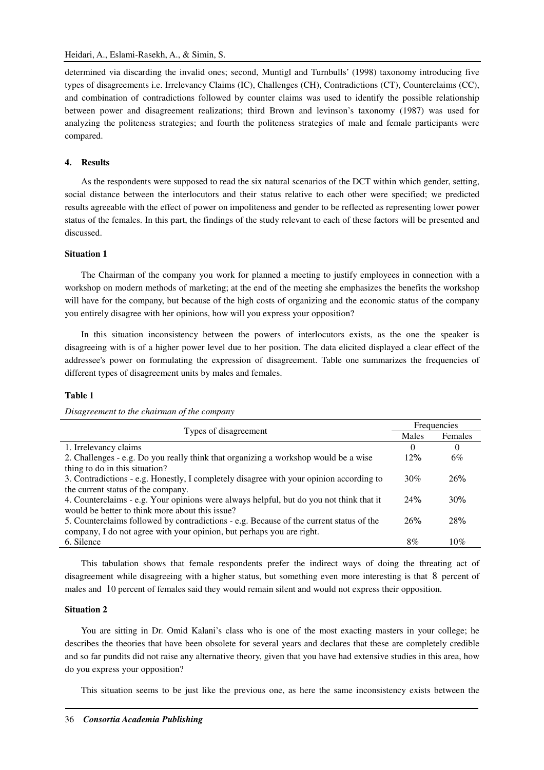determined via discarding the invalid ones; second, Muntigl and Turnbulls' (1998) taxonomy introducing five types of disagreements i.e. Irrelevancy Claims (IC), Challenges (CH), Contradictions (CT), Counterclaims (CC), and combination of contradictions followed by counter claims was used to identify the possible relationship between power and disagreement realizations; third Brown and levinson's taxonomy (1987) was used for analyzing the politeness strategies; and fourth the politeness strategies of male and female participants were compared.

## 4. Results

As the respondents were supposed to read the six natural scenarios of the DCT within which gender, setting, social distance between the interlocutors and their status relative to each other were specified; we predicted results agreeable with the effect of power on impoliteness and gender to be reflected as representing lower power status of the females. In this part, the findings of the study relevant to each of these factors will be presented and discussed.

### Situation 1

The Chairman of the company you work for planned a meeting to justify employees in connection with a workshop on modern methods of marketing; at the end of the meeting she emphasizes the benefits the workshop will have for the company, but because of the high costs of organizing and the economic status of the company you entirely disagree with her opinions, how will you express your opposition?

In this situation inconsistency between the powers of interlocutors exists, as the one the speaker is disagreeing with is of a higher power level due to her position. The data elicited displayed a clear effect of the addressee's power on formulating the expression of disagreement. Table one summarizes the frequencies of different types of disagreement units by males and females.

**Table 1**

*Disagreement to the chairman of the company*

| Types of disagreement | Frequencies | |
|---|---|---|
| | Males | Females |
| 1. Irrelevancy claims | 0 | 0 |
| 2. Challenges - e.g. Do you really think that organizing a workshop would be a wise thing to do in this situation? | 12% | 6% |
| 3. Contradictions - e.g. Honestly, I completely disagree with your opinion according to the current status of the company. | 30% | 26% |
| 4. Counterclaims - e.g. Your opinions were always helpful, but do you not think that it would be better to think more about this issue? | 24% | 30% |
| 5. Counterclaims followed by contradictions - e.g. Because of the current status of the company, I do not agree with your opinion, but perhaps you are right. | 26% | 28% |
| 6. Silence | 8% | 10% |

This tabulation shows that female respondents prefer the indirect ways of doing the threating act of disagreement while disagreeing with a higher status, but something even more interesting is that 8 percent of males and 10 percent of females said they would remain silent and would not express their opposition.

### Situation 2

You are sitting in Dr. Omid Kalani's class who is one of the most exacting masters in your college; he describes the theories that have been obsolete for several years and declares that these are completely credible and so far pundits did not raise any alternative theory, given that you have had extensive studies in this area, how do you express your opposition?

This situation seems to be just like the previous one, as here the same inconsistency exists between the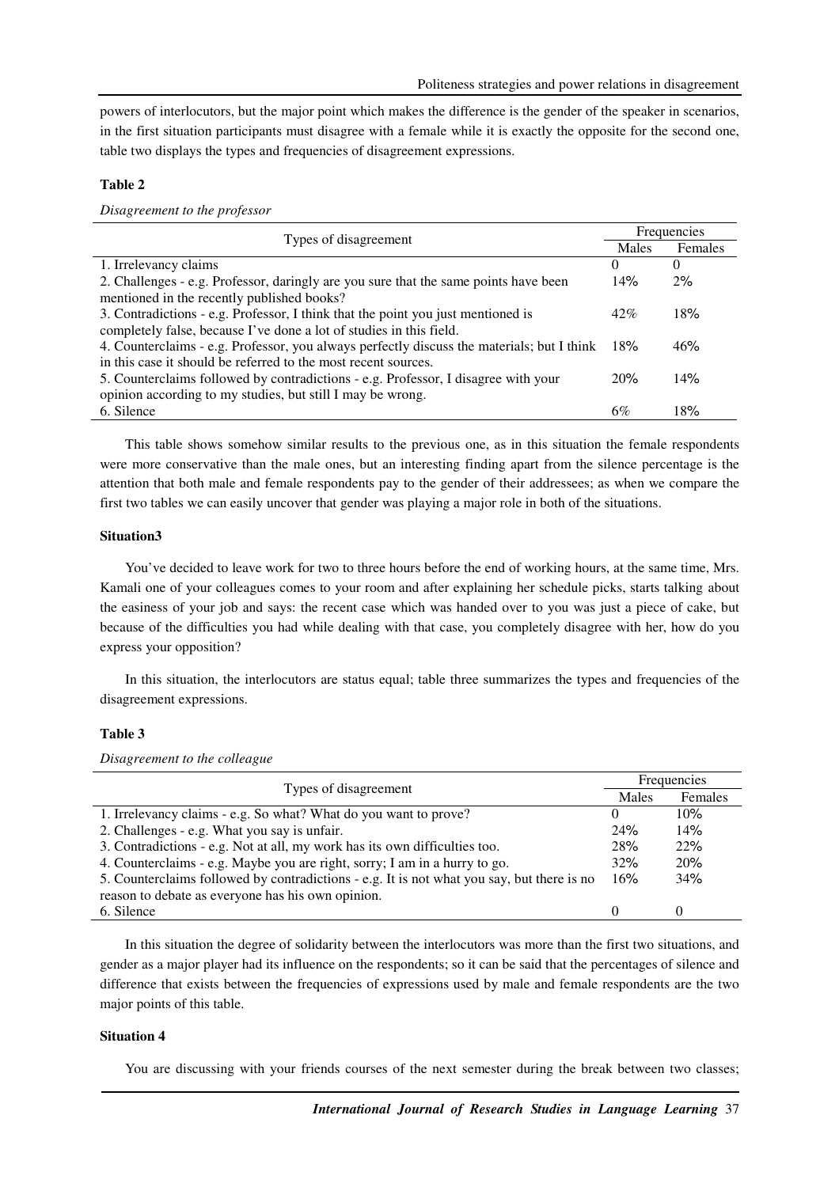powers of interlocutors, but the major point which makes the difference is the gender of the speaker in scenarios, in the first situation participants must disagree with a female while it is exactly the opposite for the second one, table two displays the types and frequencies of disagreement expressions.

**Table 2**

*Disagreement to the professor*

| Types of disagreement | Frequencies | |
|---|---|---|
| | Males | Females |
| 1. Irrelevancy claims | 0 | 0 |
| 2. Challenges - e.g. Professor, daringly are you sure that the same points have been mentioned in the recently published books? | 14% | 2% |
| 3. Contradictions - e.g. Professor, I think that the point you just mentioned is completely false, because I've done a lot of studies in this field. | 42% | 18% |
| 4. Counterclaims - e.g. Professor, you always perfectly discuss the materials; but I think in this case it should be referred to the most recent sources. | 18% | 46% |
| 5. Counterclaims followed by contradictions - e.g. Professor, I disagree with your opinion according to my studies, but still I may be wrong. | 20% | 14% |
| 6. Silence | 6% | 18% |

This table shows somehow similar results to the previous one, as in this situation the female respondents were more conservative than the male ones, but an interesting finding apart from the silence percentage is the attention that both male and female respondents pay to the gender of their addressees; as when we compare the first two tables we can easily uncover that gender was playing a major role in both of the situations.

**Situation3**

You've decided to leave work for two to three hours before the end of working hours, at the same time, Mrs. Kamali one of your colleagues comes to your room and after explaining her schedule picks, starts talking about the easiness of your job and says: the recent case which was handed over to you was just a piece of cake, but because of the difficulties you had while dealing with that case, you completely disagree with her, how do you express your opposition?

In this situation, the interlocutors are status equal; table three summarizes the types and frequencies of the disagreement expressions.

**Table 3**

*Disagreement to the colleague*

| Types of disagreement | Frequencies | |
|---|---|---|
| | Males | Females |
| 1. Irrelevancy claims - e.g. So what? What do you want to prove? | 0 | 10% |
| 2. Challenges - e.g. What you say is unfair. | 24% | 14% |
| 3. Contradictions - e.g. Not at all, my work has its own difficulties too. | 28% | 22% |
| 4. Counterclaims - e.g. Maybe you are right, sorry; I am in a hurry to go. | 32% | 20% |
| 5. Counterclaims followed by contradictions - e.g. It is not what you say, but there is no reason to debate as everyone has his own opinion. | 16% | 34% |
| 6. Silence | 0 | 0 |

In this situation the degree of solidarity between the interlocutors was more than the first two situations, and gender as a major player had its influence on the respondents; so it can be said that the percentages of silence and difference that exists between the frequencies of expressions used by male and female respondents are the two major points of this table.

**Situation 4**

You are discussing with your friends courses of the next semester during the break between two classes;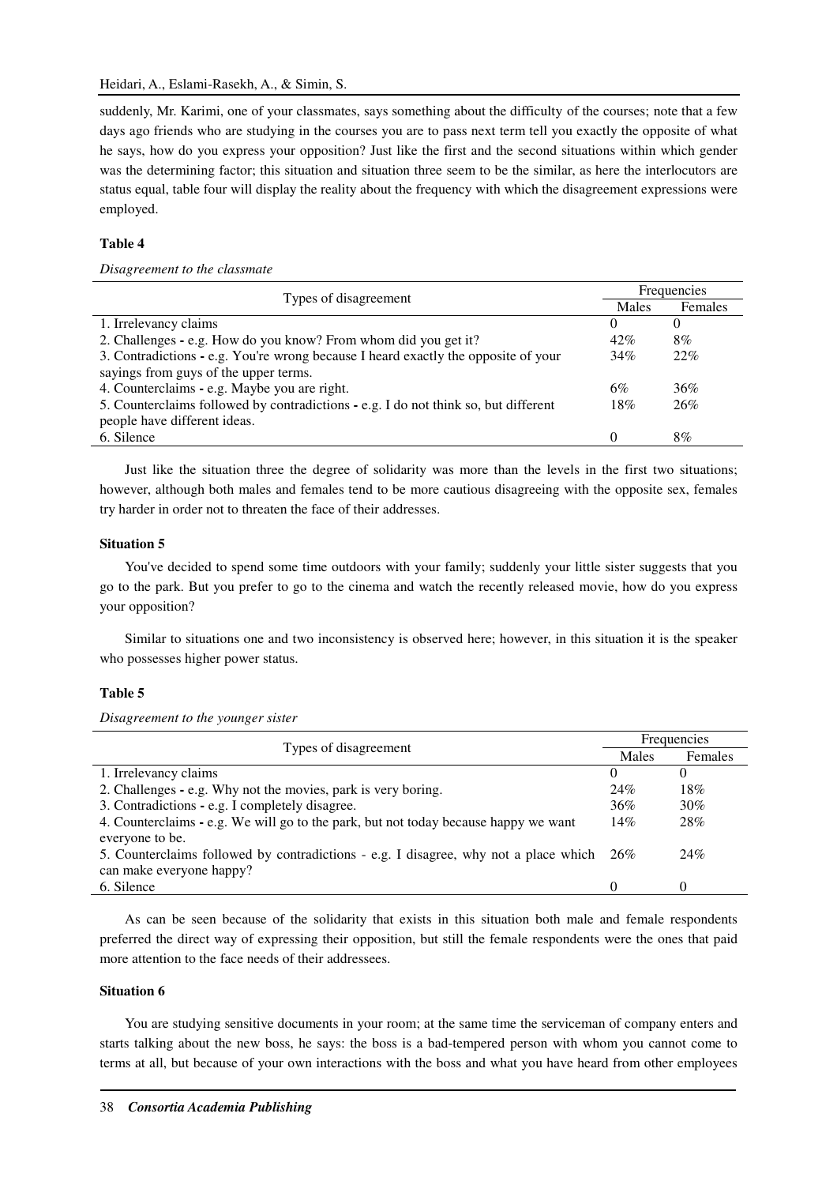suddenly, Mr. Karimi, one of your classmates, says something about the difficulty of the courses; note that a few days ago friends who are studying in the courses you are to pass next term tell you exactly the opposite of what he says, how do you express your opposition? Just like the first and the second situations within which gender was the determining factor; this situation and situation three seem to be the similar, as here the interlocutors are status equal, table four will display the reality about the frequency with which the disagreement expressions were employed.

**Table 4**

*Disagreement to the classmate*

| Types of disagreement | Frequencies | |
|---|---|---|
| | Males | Females |
| 1. Irrelevancy claims | 0 | 0 |
| 2. Challenges - e.g. How do you know? From whom did you get it? | 42% | 8% |
| 3. Contradictions - e.g. You're wrong because I heard exactly the opposite of your sayings from guys of the upper terms. | 34% | 22% |
| 4. Counterclaims - e.g. Maybe you are right. | 6% | 36% |
| 5. Counterclaims followed by contradictions - e.g. I do not think so, but different people have different ideas. | 18% | 26% |
| 6. Silence | 0 | 8% |

Just like the situation three the degree of solidarity was more than the levels in the first two situations; however, although both males and females tend to be more cautious disagreeing with the opposite sex, females try harder in order not to threaten the face of their addresses.

**Situation 5**

You've decided to spend some time outdoors with your family; suddenly your little sister suggests that you go to the park. But you prefer to go to the cinema and watch the recently released movie, how do you express your opposition?

Similar to situations one and two inconsistency is observed here; however, in this situation it is the speaker who possesses higher power status.

**Table 5**

*Disagreement to the younger sister*

| Types of disagreement | Frequencies | |
|---|---|---|
| | Males | Females |
| 1. Irrelevancy claims | 0 | 0 |
| 2. Challenges - e.g. Why not the movies, park is very boring. | 24% | 18% |
| 3. Contradictions - e.g. I completely disagree. | 36% | 30% |
| 4. Counterclaims - e.g. We will go to the park, but not today because happy we want everyone to be. | 14% | 28% |
| 5. Counterclaims followed by contradictions - e.g. I disagree, why not a place which can make everyone happy? | 26% | 24% |
| 6. Silence | 0 | 0 |

As can be seen because of the solidarity that exists in this situation both male and female respondents preferred the direct way of expressing their opposition, but still the female respondents were the ones that paid more attention to the face needs of their addressees.

**Situation 6**

You are studying sensitive documents in your room; at the same time the serviceman of company enters and starts talking about the new boss, he says: the boss is a bad-tempered person with whom you cannot come to terms at all, but because of your own interactions with the boss and what you have heard from other employees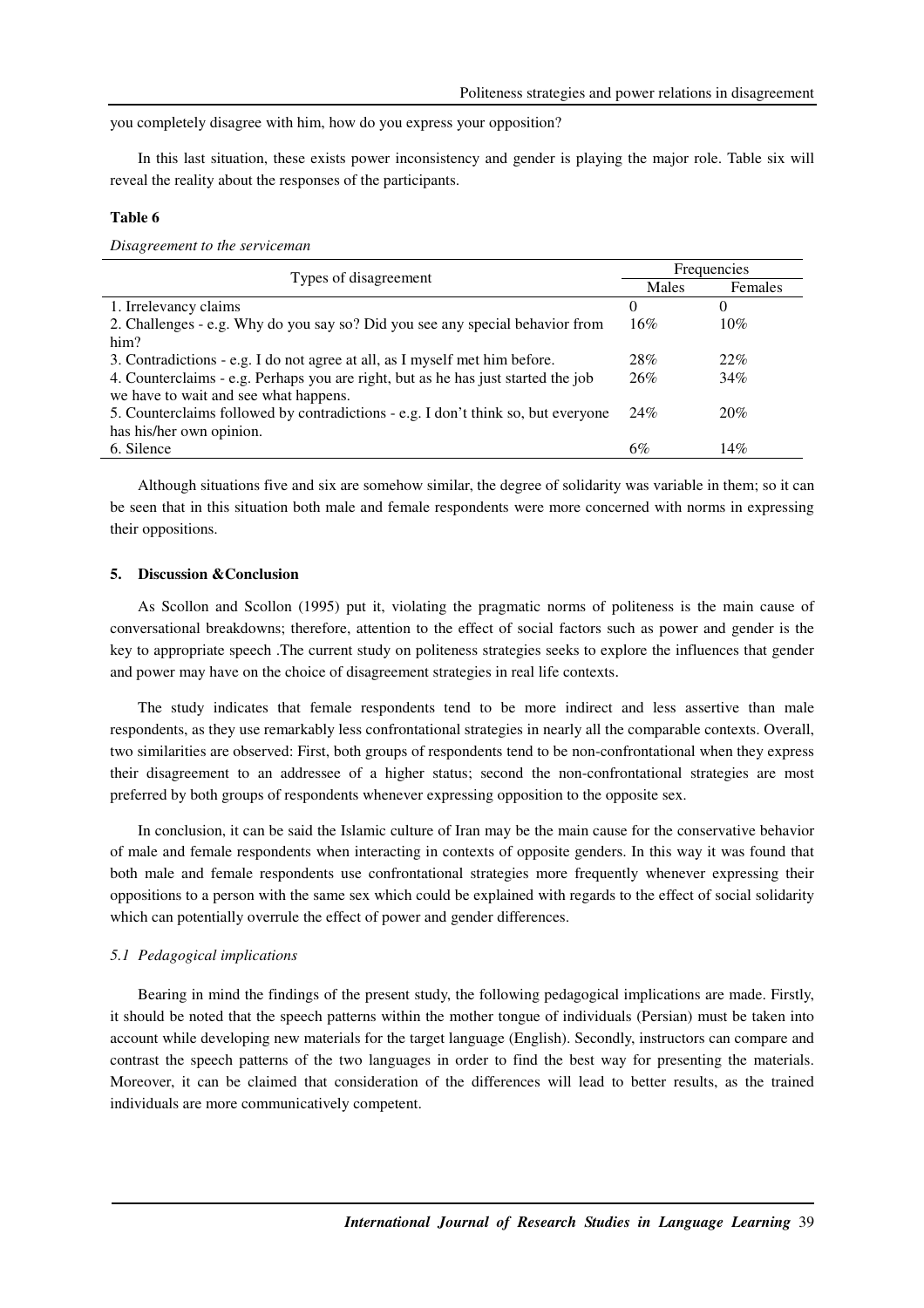you completely disagree with him, how do you express your opposition?

In this last situation, these exists power inconsistency and gender is playing the major role. Table six will reveal the reality about the responses of the participants.

**Table 6**

*Disagreement to the serviceman*

| Types of disagreement | Frequencies | |
|---|---|---|
| | Males | Females |
| 1. Irrelevancy claims | 0 | 0 |
| 2. Challenges - e.g. Why do you say so? Did you see any special behavior from him? | 16% | 10% |
| 3. Contradictions - e.g. I do not agree at all, as I myself met him before. | 28% | 22% |
| 4. Counterclaims - e.g. Perhaps you are right, but as he has just started the job we have to wait and see what happens. | 26% | 34% |
| 5. Counterclaims followed by contradictions - e.g. I don't think so, but everyone has his/her own opinion. | 24% | 20% |
| 6. Silence | 6% | 14% |

Although situations five and six are somehow similar, the degree of solidarity was variable in them; so it can be seen that in this situation both male and female respondents were more concerned with norms in expressing their oppositions.

## 5. Discussion &Conclusion

As Scollon and Scollon (1995) put it, violating the pragmatic norms of politeness is the main cause of conversational breakdowns; therefore, attention to the effect of social factors such as power and gender is the key to appropriate speech .The current study on politeness strategies seeks to explore the influences that gender and power may have on the choice of disagreement strategies in real life contexts.

The study indicates that female respondents tend to be more indirect and less assertive than male respondents, as they use remarkably less confrontational strategies in nearly all the comparable contexts. Overall, two similarities are observed: First, both groups of respondents tend to be non-confrontational when they express their disagreement to an addressee of a higher status; second the non-confrontational strategies are most preferred by both groups of respondents whenever expressing opposition to the opposite sex.

In conclusion, it can be said the Islamic culture of Iran may be the main cause for the conservative behavior of male and female respondents when interacting in contexts of opposite genders. In this way it was found that both male and female respondents use confrontational strategies more frequently whenever expressing their oppositions to a person with the same sex which could be explained with regards to the effect of social solidarity which can potentially overrule the effect of power and gender differences.

### *5.1 Pedagogical implications*

Bearing in mind the findings of the present study, the following pedagogical implications are made. Firstly, it should be noted that the speech patterns within the mother tongue of individuals (Persian) must be taken into account while developing new materials for the target language (English). Secondly, instructors can compare and contrast the speech patterns of the two languages in order to find the best way for presenting the materials. Moreover, it can be claimed that consideration of the differences will lead to better results, as the trained individuals are more communicatively competent.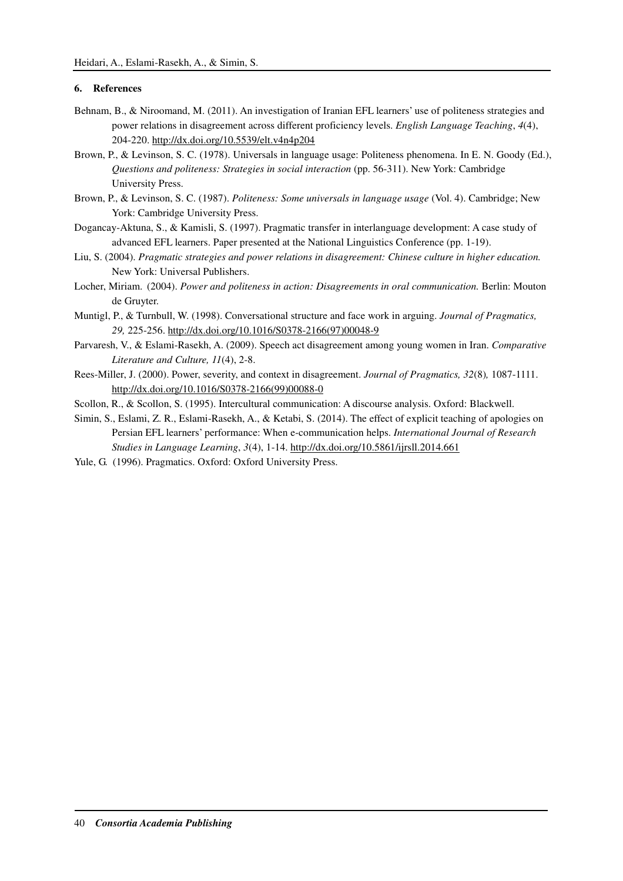## 6. References

Behnam, B., & Niroomand, M. (2011). An investigation of Iranian EFL learners' use of politeness strategies and power relations in disagreement across different proficiency levels. *English Language Teaching*, *4*(4), 204-220. http://dx.doi.org/10.5539/elt.v4n4p204

Brown, P., & Levinson, S. C. (1978). Universals in language usage: Politeness phenomena. In E. N. Goody (Ed.), *Questions and politeness: Strategies in social interaction* (pp. 56-311). New York: Cambridge University Press.

Brown, P., & Levinson, S. C. (1987). *Politeness: Some universals in language usage* (Vol. 4). Cambridge; New York: Cambridge University Press.

Dogancay-Aktuna, S., & Kamisli, S. (1997). Pragmatic transfer in interlanguage development: A case study of advanced EFL learners. Paper presented at the National Linguistics Conference (pp. 1-19).

Liu, S. (2004). *Pragmatic strategies and power relations in disagreement: Chinese culture in higher education.* New York: Universal Publishers.

Locher, Miriam. (2004). *Power and politeness in action: Disagreements in oral communication.* Berlin: Mouton de Gruyter.

Muntigl, P., & Turnbull, W. (1998). Conversational structure and face work in arguing. *Journal of Pragmatics, 29,* 225-256. http://dx.doi.org/10.1016/S0378-2166(97)00048-9

Parvaresh, V., & Eslami-Rasekh, A. (2009). Speech act disagreement among young women in Iran. *Comparative Literature and Culture, 11*(4), 2-8.

Rees-Miller, J. (2000). Power, severity, and context in disagreement. *Journal of Pragmatics, 32*(8)*,* 1087-1111. http://dx.doi.org/10.1016/S0378-2166(99)00088-0

Scollon, R., & Scollon, S. (1995). Intercultural communication: A discourse analysis. Oxford: Blackwell.

Simin, S., Eslami, Z. R., Eslami-Rasekh, A., & Ketabi, S. (2014). The effect of explicit teaching of apologies on Persian EFL learners' performance: When e-communication helps. *International Journal of Research Studies in Language Learning*, *3*(4), 1-14. http://dx.doi.org/10.5861/ijrsll.2014.661

Yule, G. (1996). Pragmatics. Oxford: Oxford University Press.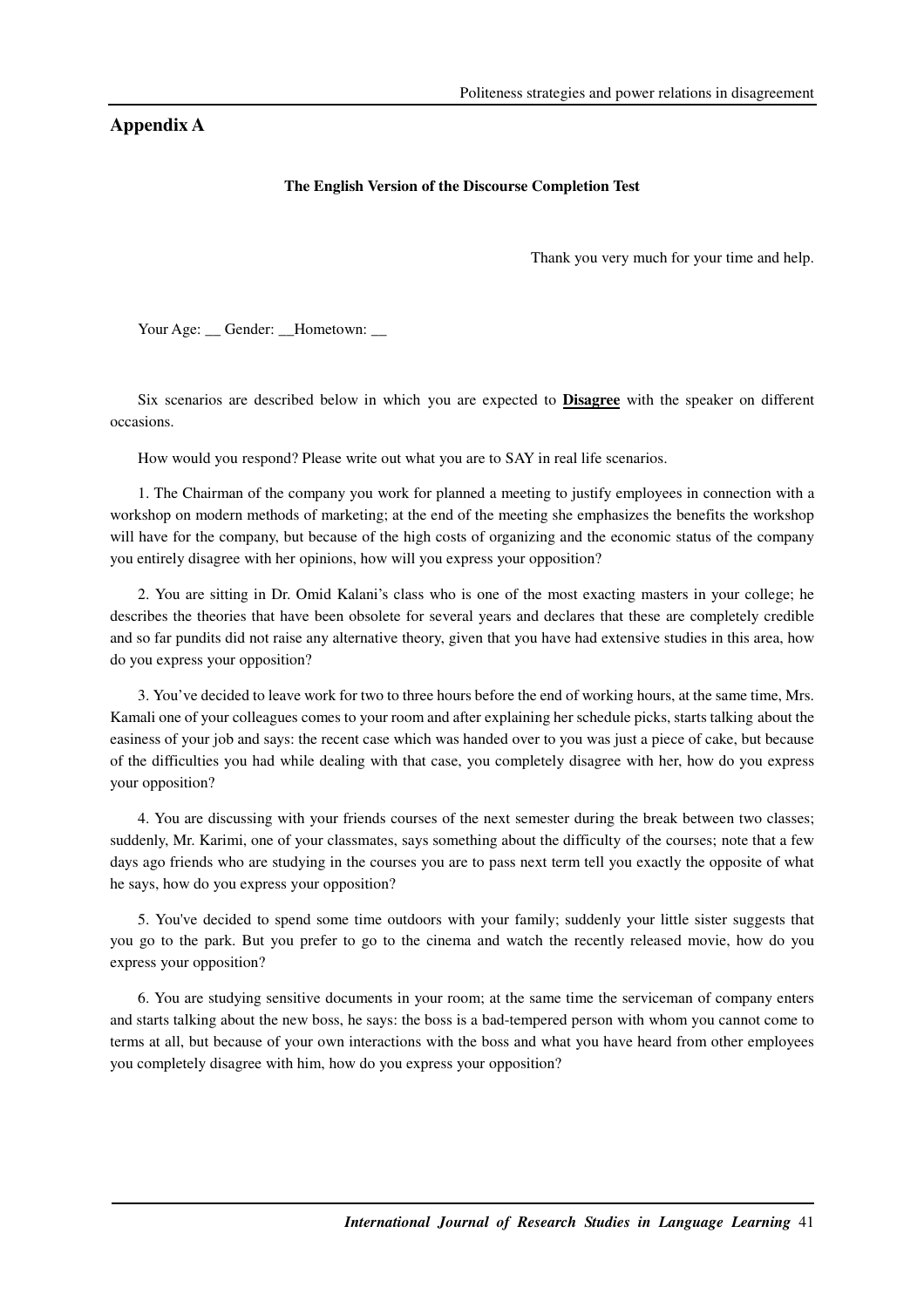## Appendix A

**The English Version of the Discourse Completion Test**

Thank you very much for your time and help.

Your Age: __ Gender: __Hometown: __

Six scenarios are described below in which you are expected to **Disagree** with the speaker on different occasions.

How would you respond? Please write out what you are to SAY in real life scenarios.

1. The Chairman of the company you work for planned a meeting to justify employees in connection with a workshop on modern methods of marketing; at the end of the meeting she emphasizes the benefits the workshop will have for the company, but because of the high costs of organizing and the economic status of the company you entirely disagree with her opinions, how will you express your opposition?

2. You are sitting in Dr. Omid Kalani's class who is one of the most exacting masters in your college; he describes the theories that have been obsolete for several years and declares that these are completely credible and so far pundits did not raise any alternative theory, given that you have had extensive studies in this area, how do you express your opposition?

3. You've decided to leave work for two to three hours before the end of working hours, at the same time, Mrs. Kamali one of your colleagues comes to your room and after explaining her schedule picks, starts talking about the easiness of your job and says: the recent case which was handed over to you was just a piece of cake, but because of the difficulties you had while dealing with that case, you completely disagree with her, how do you express your opposition?

4. You are discussing with your friends courses of the next semester during the break between two classes; suddenly, Mr. Karimi, one of your classmates, says something about the difficulty of the courses; note that a few days ago friends who are studying in the courses you are to pass next term tell you exactly the opposite of what he says, how do you express your opposition?

5. You've decided to spend some time outdoors with your family; suddenly your little sister suggests that you go to the park. But you prefer to go to the cinema and watch the recently released movie, how do you express your opposition?

6. You are studying sensitive documents in your room; at the same time the serviceman of company enters and starts talking about the new boss, he says: the boss is a bad-tempered person with whom you cannot come to terms at all, but because of your own interactions with the boss and what you have heard from other employees you completely disagree with him, how do you express your opposition?